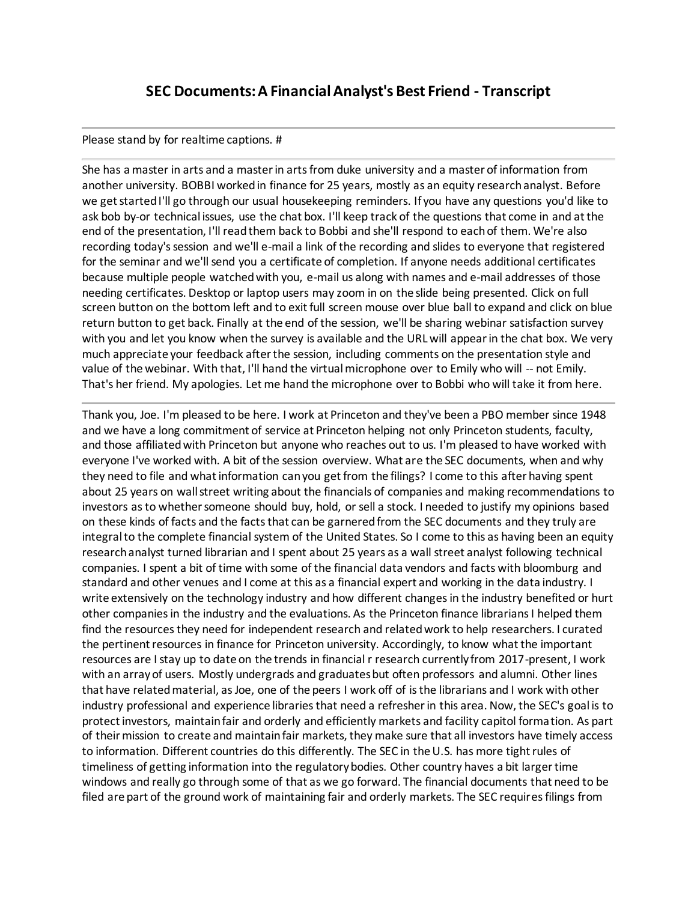# SEC Documents: A Financial Analyst's Best Friend - Transcript

---

Please stand by for realtime captions. #

---

She has a master in arts and a master in arts from duke university and a master of information from another university. BOBBI worked in finance for 25 years, mostly as an equity research analyst. Before we get started I'll go through our usual housekeeping reminders. If you have any questions you'd like to ask bob by-or technical issues, use the chat box. I'll keep track of the questions that come in and at the end of the presentation, I'll read them back to Bobbi and she'll respond to each of them. We're also recording today's session and we'll e-mail a link of the recording and slides to everyone that registered for the seminar and we'll send you a certificate of completion. If anyone needs additional certificates because multiple people watched with you, e-mail us along with names and e-mail addresses of those needing certificates. Desktop or laptop users may zoom in on the slide being presented. Click on full screen button on the bottom left and to exit full screen mouse over blue ball to expand and click on blue return button to get back. Finally at the end of the session, we'll be sharing webinar satisfaction survey with you and let you know when the survey is available and the URL will appear in the chat box. We very much appreciate your feedback after the session, including comments on the presentation style and value of the webinar. With that, I'll hand the virtual microphone over to Emily who will -- not Emily. That's her friend. My apologies. Let me hand the microphone over to Bobbi who will take it from here.

---

Thank you, Joe. I'm pleased to be here. I work at Princeton and they've been a PBO member since 1948 and we have a long commitment of service at Princeton helping not only Princeton students, faculty, and those affiliated with Princeton but anyone who reaches out to us. I'm pleased to have worked with everyone I've worked with. A bit of the session overview. What are the SEC documents, when and why they need to file and what information can you get from the filings? I come to this after having spent about 25 years on wall street writing about the financials of companies and making recommendations to investors as to whether someone should buy, hold, or sell a stock. I needed to justify my opinions based on these kinds of facts and the facts that can be garnered from the SEC documents and they truly are integral to the complete financial system of the United States. So I come to this as having been an equity research analyst turned librarian and I spent about 25 years as a wall street analyst following technical companies. I spent a bit of time with some of the financial data vendors and facts with bloomburg and standard and other venues and I come at this as a financial expert and working in the data industry. I write extensively on the technology industry and how different changes in the industry benefited or hurt other companies in the industry and the evaluations. As the Princeton finance librarians I helped them find the resources they need for independent research and related work to help researchers. I curated the pertinent resources in finance for Princeton university. Accordingly, to know what the important resources are I stay up to date on the trends in financial r research currently from 2017-present, I work with an array of users. Mostly undergrads and graduates but often professors and alumni. Other lines that have related material, as Joe, one of the peers I work off of is the librarians and I work with other industry professional and experience libraries that need a refresher in this area. Now, the SEC's goal is to protect investors, maintain fair and orderly and efficiently markets and facility capitol formation. As part of their mission to create and maintain fair markets, they make sure that all investors have timely access to information. Different countries do this differently. The SEC in the U.S. has more tight rules of timeliness of getting information into the regulatory bodies. Other country haves a bit larger time windows and really go through some of that as we go forward. The financial documents that need to be filed are part of the ground work of maintaining fair and orderly markets. The SEC requires filings from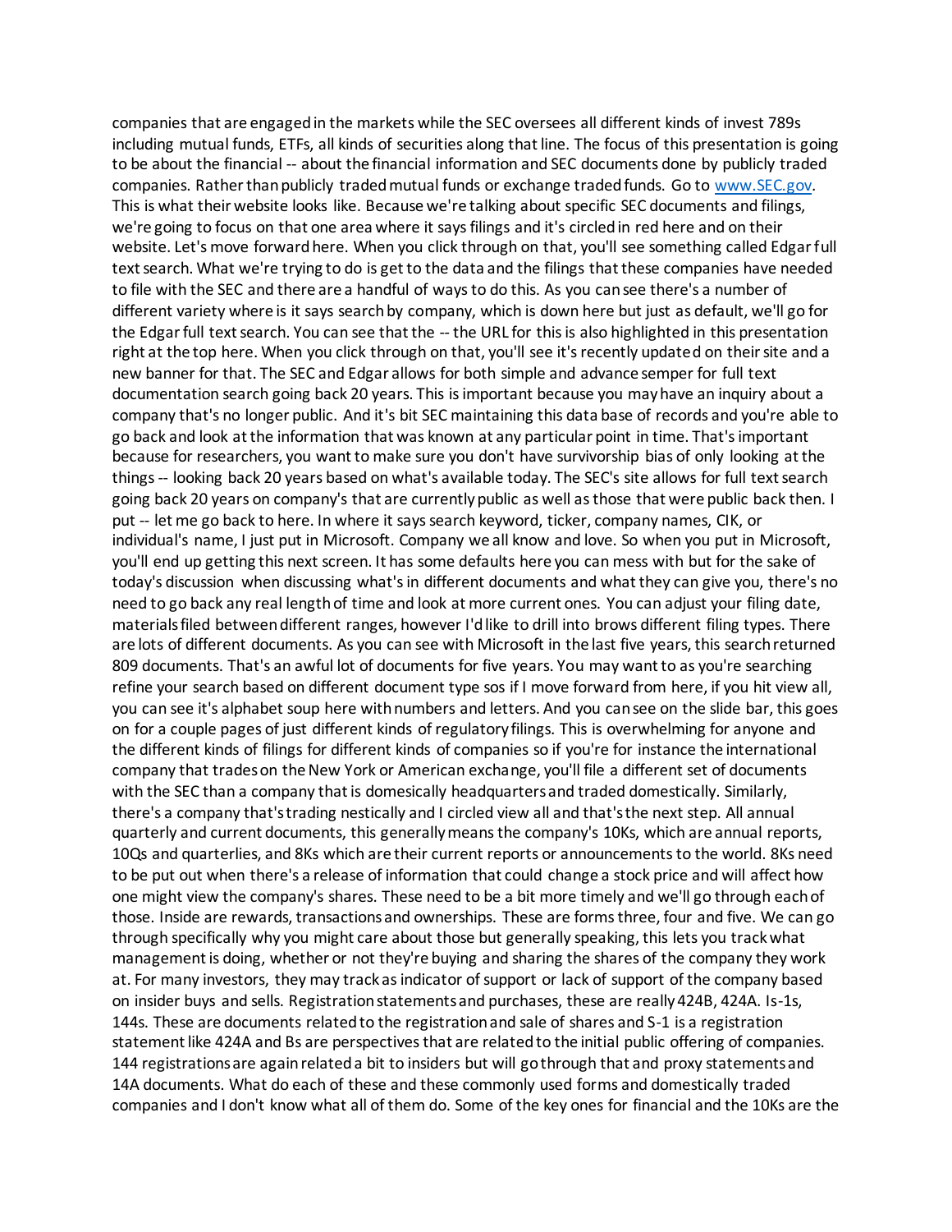companies that are engaged in the markets while the SEC oversees all different kinds of invest 789s including mutual funds, ETFs, all kinds of securities along that line. The focus of this presentation is going to be about the financial -- about the financial information and SEC documents done by publicly traded companies. Rather than publicly traded mutual funds or exchange traded funds. Go to www.SEC.gov. This is what their website looks like. Because we're talking about specific SEC documents and filings, we're going to focus on that one area where it says filings and it's circled in red here and on their website. Let's move forward here. When you click through on that, you'll see something called Edgar full text search. What we're trying to do is get to the data and the filings that these companies have needed to file with the SEC and there are a handful of ways to do this. As you can see there's a number of different variety where is it says search by company, which is down here but just as default, we'll go for the Edgar full text search. You can see that the -- the URL for this is also highlighted in this presentation right at the top here. When you click through on that, you'll see it's recently updated on their site and a new banner for that. The SEC and Edgar allows for both simple and advance semper for full text documentation search going back 20 years. This is important because you may have an inquiry about a company that's no longer public. And it's bit SEC maintaining this data base of records and you're able to go back and look at the information that was known at any particular point in time. That's important because for researchers, you want to make sure you don't have survivorship bias of only looking at the things -- looking back 20 years based on what's available today. The SEC's site allows for full text search going back 20 years on company's that are currently public as well as those that were public back then. I put -- let me go back to here. In where it says search keyword, ticker, company names, CIK, or individual's name, I just put in Microsoft. Company we all know and love. So when you put in Microsoft, you'll end up getting this next screen. It has some defaults here you can mess with but for the sake of today's discussion when discussing what's in different documents and what they can give you, there's no need to go back any real length of time and look at more current ones. You can adjust your filing date, materials filed between different ranges, however I'd like to drill into brows different filing types. There are lots of different documents. As you can see with Microsoft in the last five years, this search returned 809 documents. That's an awful lot of documents for five years. You may want to as you're searching refine your search based on different document type sos if I move forward from here, if you hit view all, you can see it's alphabet soup here with numbers and letters. And you can see on the slide bar, this goes on for a couple pages of just different kinds of regulatory filings. This is overwhelming for anyone and the different kinds of filings for different kinds of companies so if you're for instance the international company that trades on the New York or American exchange, you'll file a different set of documents with the SEC than a company that is domesically headquarters and traded domestically. Similarly, there's a company that's trading nestically and I circled view all and that's the next step. All annual quarterly and current documents, this generally means the company's 10Ks, which are annual reports, 10Qs and quarterlies, and 8Ks which are their current reports or announcements to the world. 8Ks need to be put out when there's a release of information that could change a stock price and will affect how one might view the company's shares. These need to be a bit more timely and we'll go through each of those. Inside are rewards, transactions and ownerships. These are forms three, four and five. We can go through specifically why you might care about those but generally speaking, this lets you track what management is doing, whether or not they're buying and sharing the shares of the company they work at. For many investors, they may track as indicator of support or lack of support of the company based on insider buys and sells. Registration statements and purchases, these are really 424B, 424A. Is-1s, 144s. These are documents related to the registration and sale of shares and S-1 is a registration statement like 424A and Bs are perspectives that are related to the initial public offering of companies. 144 registrations are again related a bit to insiders but will go through that and proxy statements and 14A documents. What do each of these and these commonly used forms and domestically traded companies and I don't know what all of them do. Some of the key ones for financial and the 10Ks are the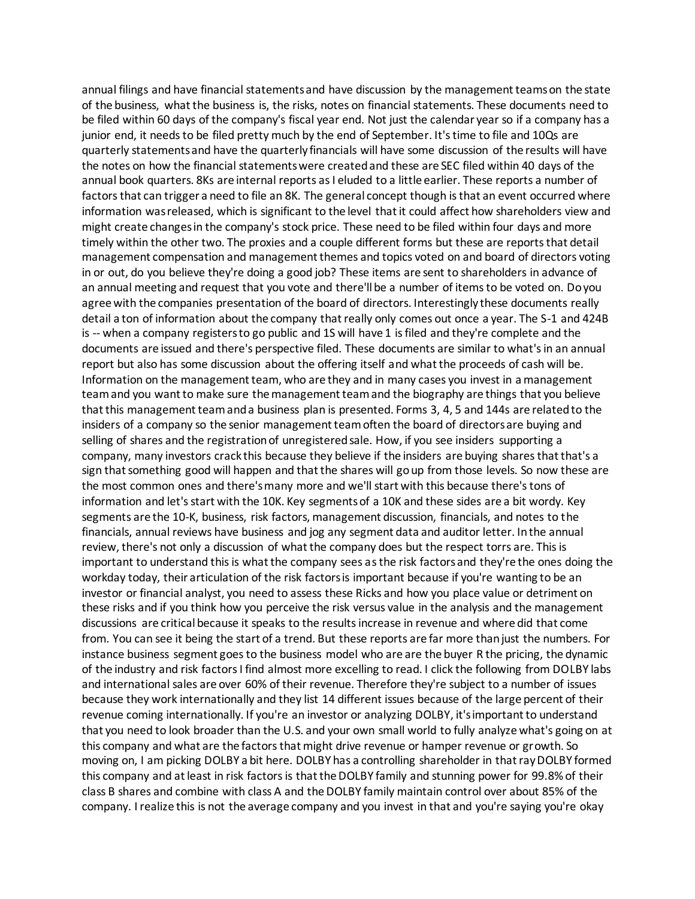annual filings and have financial statements and have discussion by the management teams on the state of the business, what the business is, the risks, notes on financial statements. These documents need to be filed within 60 days of the company's fiscal year end. Not just the calendar year so if a company has a junior end, it needs to be filed pretty much by the end of September. It's time to file and 10Qs are quarterly statements and have the quarterly financials will have some discussion of the results will have the notes on how the financial statements were created and these are SEC filed within 40 days of the annual book quarters. 8Ks are internal reports as I eluded to a little earlier. These reports a number of factors that can trigger a need to file an 8K. The general concept though is that an event occurred where information was released, which is significant to the level that it could affect how shareholders view and might create changes in the company's stock price. These need to be filed within four days and more timely within the other two. The proxies and a couple different forms but these are reports that detail management compensation and management themes and topics voted on and board of directors voting in or out, do you believe they're doing a good job? These items are sent to shareholders in advance of an annual meeting and request that you vote and there'll be a number of items to be voted on. Do you agree with the companies presentation of the board of directors. Interestingly these documents really detail a ton of information about the company that really only comes out once a year. The S-1 and 424B is -- when a company registers to go public and 1S will have 1 is filed and they're complete and the documents are issued and there's perspective filed. These documents are similar to what's in an annual report but also has some discussion about the offering itself and what the proceeds of cash will be. Information on the management team, who are they and in many cases you invest in a management team and you want to make sure the management team and the biography are things that you believe that this management team and a business plan is presented. Forms 3, 4, 5 and 144s are related to the insiders of a company so the senior management team often the board of directors are buying and selling of shares and the registration of unregistered sale. How, if you see insiders supporting a company, many investors crack this because they believe if the insiders are buying shares that that's a sign that something good will happen and that the shares will go up from those levels. So now these are the most common ones and there's many more and we'll start with this because there's tons of information and let's start with the 10K. Key segments of a 10K and these sides are a bit wordy. Key segments are the 10-K, business, risk factors, management discussion, financials, and notes to the financials, annual reviews have business and jog any segment data and auditor letter. In the annual review, there's not only a discussion of what the company does but the respect torrs are. This is important to understand this is what the company sees as the risk factors and they're the ones doing the workday today, their articulation of the risk factors is important because if you're wanting to be an investor or financial analyst, you need to assess these Ricks and how you place value or detriment on these risks and if you think how you perceive the risk versus value in the analysis and the management discussions are critical because it speaks to the results increase in revenue and where did that come from. You can see it being the start of a trend. But these reports are far more than just the numbers. For instance business segment goes to the business model who are are the buyer R the pricing, the dynamic of the industry and risk factors I find almost more excelling to read. I click the following from DOLBY labs and international sales are over 60% of their revenue. Therefore they're subject to a number of issues because they work internationally and they list 14 different issues because of the large percent of their revenue coming internationally. If you're an investor or analyzing DOLBY, it's important to understand that you need to look broader than the U.S. and your own small world to fully analyze what's going on at this company and what are the factors that might drive revenue or hamper revenue or growth. So moving on, I am picking DOLBY a bit here. DOLBY has a controlling shareholder in that ray DOLBY formed this company and at least in risk factors is that the DOLBY family and stunning power for 99.8% of their class B shares and combine with class A and the DOLBY family maintain control over about 85% of the company. I realize this is not the average company and you invest in that and you're saying you're okay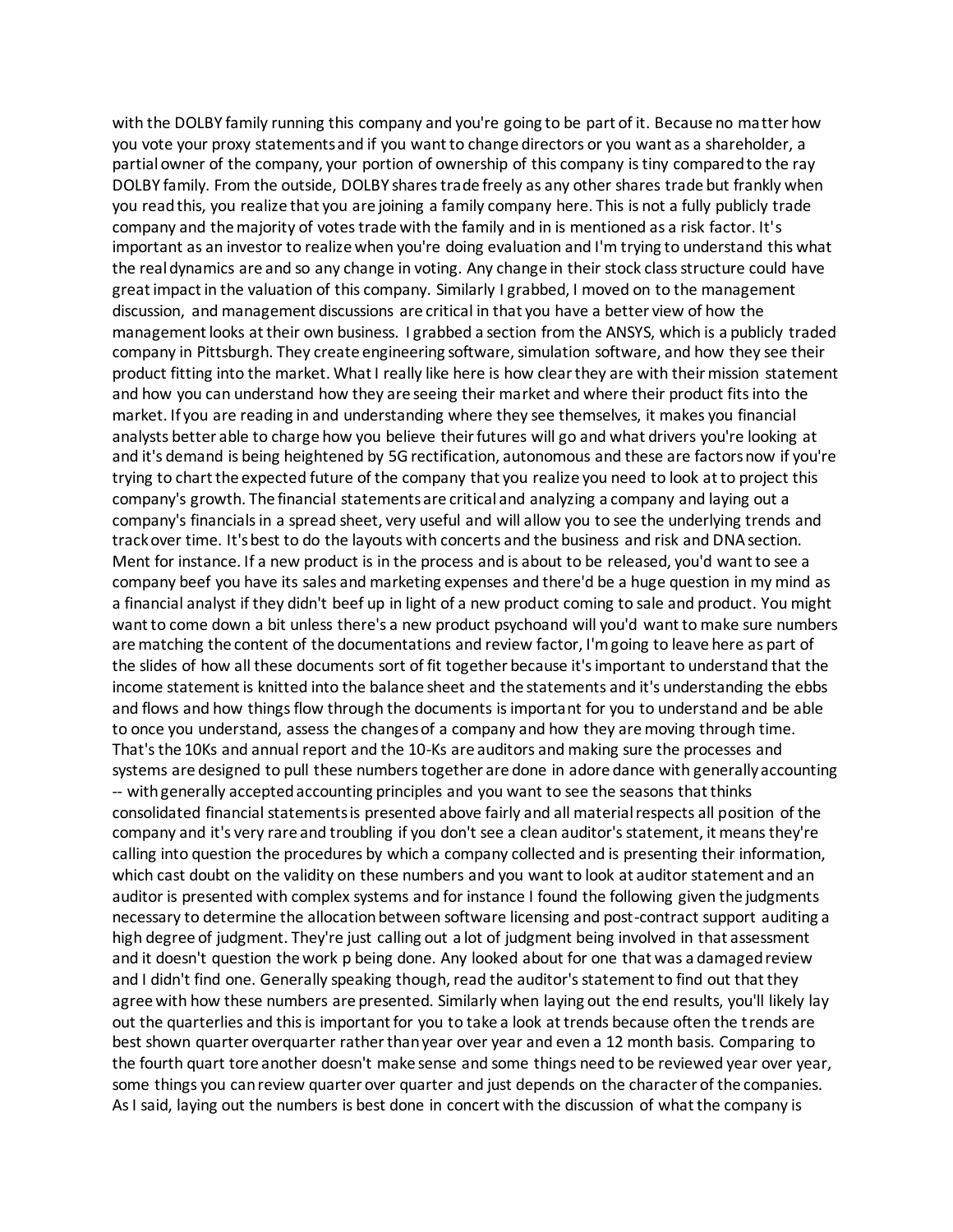with the DOLBY family running this company and you're going to be part of it. Because no matter how you vote your proxy statements and if you want to change directors or you want as a shareholder, a partial owner of the company, your portion of ownership of this company is tiny compared to the ray DOLBY family. From the outside, DOLBY shares trade freely as any other shares trade but frankly when you read this, you realize that you are joining a family company here. This is not a fully publicly trade company and the majority of votes trade with the family and in is mentioned as a risk factor. It's important as an investor to realize when you're doing evaluation and I'm trying to understand this what the real dynamics are and so any change in voting. Any change in their stock class structure could have great impact in the valuation of this company. Similarly I grabbed, I moved on to the management discussion, and management discussions are critical in that you have a better view of how the management looks at their own business. I grabbed a section from the ANSYS, which is a publicly traded company in Pittsburgh. They create engineering software, simulation software, and how they see their product fitting into the market. What I really like here is how clear they are with their mission statement and how you can understand how they are seeing their market and where their product fits into the market. If you are reading in and understanding where they see themselves, it makes you financial analysts better able to charge how you believe their futures will go and what drivers you're looking at and it's demand is being heightened by 5G rectification, autonomous and these are factors now if you're trying to chart the expected future of the company that you realize you need to look at to project this company's growth. The financial statements are critical and analyzing a company and laying out a company's financials in a spread sheet, very useful and will allow you to see the underlying trends and track over time. It's best to do the layouts with concerts and the business and risk and DNA section. Ment for instance. If a new product is in the process and is about to be released, you'd want to see a company beef you have its sales and marketing expenses and there'd be a huge question in my mind as a financial analyst if they didn't beef up in light of a new product coming to sale and product. You might want to come down a bit unless there's a new product psychoand will you'd want to make sure numbers are matching the content of the documentations and review factor, I'm going to leave here as part of the slides of how all these documents sort of fit together because it's important to understand that the income statement is knitted into the balance sheet and the statements and it's understanding the ebbs and flows and how things flow through the documents is important for you to understand and be able to once you understand, assess the changes of a company and how they are moving through time. That's the 10Ks and annual report and the 10-Ks are auditors and making sure the processes and systems are designed to pull these numbers together are done in adore dance with generally accounting -- with generally accepted accounting principles and you want to see the seasons that thinks consolidated financial statements is presented above fairly and all material respects all position of the company and it's very rare and troubling if you don't see a clean auditor's statement, it means they're calling into question the procedures by which a company collected and is presenting their information, which cast doubt on the validity on these numbers and you want to look at auditor statement and an auditor is presented with complex systems and for instance I found the following given the judgments necessary to determine the allocation between software licensing and post-contract support auditing a high degree of judgment. They're just calling out a lot of judgment being involved in that assessment and it doesn't question the work p being done. Any looked about for one that was a damaged review and I didn't find one. Generally speaking though, read the auditor's statement to find out that they agree with how these numbers are presented. Similarly when laying out the end results, you'll likely lay out the quarterlies and this is important for you to take a look at trends because often the trends are best shown quarter over quarter rather than year over year and even a 12 month basis. Comparing to the fourth quart tore another doesn't make sense and some things need to be reviewed year over year, some things you can review quarter over quarter and just depends on the character of the companies. As I said, laying out the numbers is best done in concert with the discussion of what the company is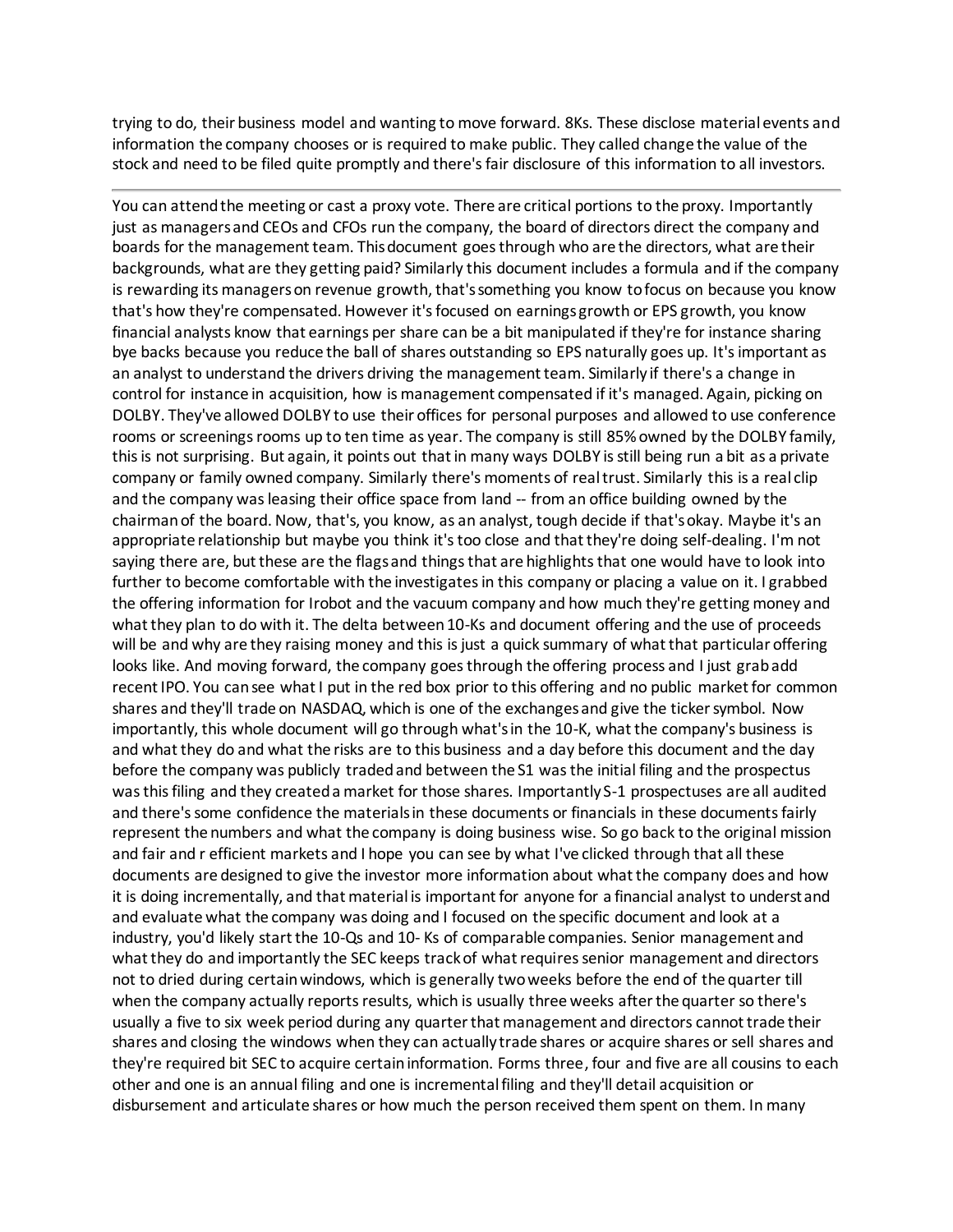trying to do, their business model and wanting to move forward. 8Ks. These disclose material events and information the company chooses or is required to make public. They called change the value of the stock and need to be filed quite promptly and there's fair disclosure of this information to all investors.

---

You can attend the meeting or cast a proxy vote. There are critical portions to the proxy. Importantly just as managers and CEOs and CFOs run the company, the board of directors direct the company and boards for the management team. This document goes through who are the directors, what are their backgrounds, what are they getting paid? Similarly this document includes a formula and if the company is rewarding its managers on revenue growth, that's something you know to focus on because you know that's how they're compensated. However it's focused on earnings growth or EPS growth, you know financial analysts know that earnings per share can be a bit manipulated if they're for instance sharing bye backs because you reduce the ball of shares outstanding so EPS naturally goes up. It's important as an analyst to understand the drivers driving the management team. Similarly if there's a change in control for instance in acquisition, how is management compensated if it's managed. Again, picking on DOLBY. They've allowed DOLBY to use their offices for personal purposes and allowed to use conference rooms or screenings rooms up to ten time as year. The company is still 85% owned by the DOLBY family, this is not surprising. But again, it points out that in many ways DOLBY is still being run a bit as a private company or family owned company. Similarly there's moments of real trust. Similarly this is a real clip and the company was leasing their office space from land -- from an office building owned by the chairman of the board. Now, that's, you know, as an analyst, tough decide if that's okay. Maybe it's an appropriate relationship but maybe you think it's too close and that they're doing self-dealing. I'm not saying there are, but these are the flags and things that are highlights that one would have to look into further to become comfortable with the investigates in this company or placing a value on it. I grabbed the offering information for Irobot and the vacuum company and how much they're getting money and what they plan to do with it. The delta between 10-Ks and document offering and the use of proceeds will be and why are they raising money and this is just a quick summary of what that particular offering looks like. And moving forward, the company goes through the offering process and I just grab add recent IPO. You can see what I put in the red box prior to this offering and no public market for common shares and they'll trade on NASDAQ, which is one of the exchanges and give the ticker symbol. Now importantly, this whole document will go through what's in the 10-K, what the company's business is and what they do and what the risks are to this business and a day before this document and the day before the company was publicly traded and between the S1 was the initial filing and the prospectus was this filing and they created a market for those shares. Importantly S-1 prospectuses are all audited and there's some confidence the materials in these documents or financials in these documents fairly represent the numbers and what the company is doing business wise. So go back to the original mission and fair and r efficient markets and I hope you can see by what I've clicked through that all these documents are designed to give the investor more information about what the company does and how it is doing incrementally, and that material is important for anyone for a financial analyst to understand and evaluate what the company was doing and I focused on the specific document and look at a industry, you'd likely start the 10-Qs and 10- Ks of comparable companies. Senior management and what they do and importantly the SEC keeps track of what requires senior management and directors not to dried during certain windows, which is generally two weeks before the end of the quarter till when the company actually reports results, which is usually three weeks after the quarter so there's usually a five to six week period during any quarter that management and directors cannot trade their shares and closing the windows when they can actually trade shares or acquire shares or sell shares and they're required bit SEC to acquire certain information. Forms three, four and five are all cousins to each other and one is an annual filing and one is incremental filing and they'll detail acquisition or disbursement and articulate shares or how much the person received them spent on them. In many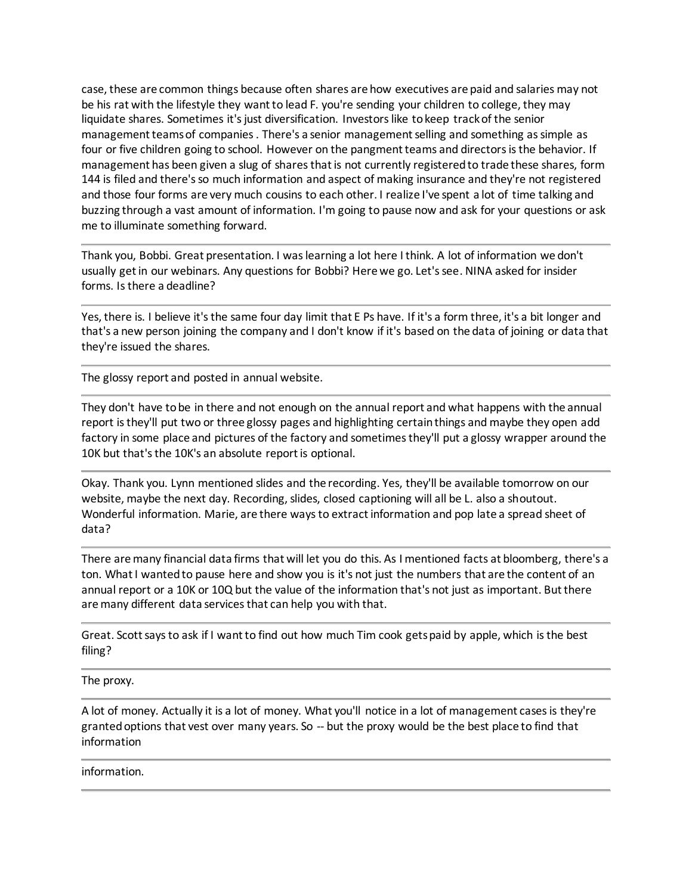case, these are common things because often shares are how executives are paid and salaries may not be his rat with the lifestyle they want to lead F. you're sending your children to college, they may liquidate shares. Sometimes it's just diversification. Investors like to keep track of the senior management teams of companies . There's a senior management selling and something as simple as four or five children going to school. However on the pangment teams and directors is the behavior. If management has been given a slug of shares that is not currently registered to trade these shares, form 144 is filed and there's so much information and aspect of making insurance and they're not registered and those four forms are very much cousins to each other. I realize I've spent a lot of time talking and buzzing through a vast amount of information. I'm going to pause now and ask for your questions or ask me to illuminate something forward.

---

Thank you, Bobbi. Great presentation. I was learning a lot here I think. A lot of information we don't usually get in our webinars. Any questions for Bobbi? Here we go. Let's see. NINA asked for insider forms. Is there a deadline?

---

Yes, there is. I believe it's the same four day limit that E Ps have. If it's a form three, it's a bit longer and that's a new person joining the company and I don't know if it's based on the data of joining or data that they're issued the shares.

---

The glossy report and posted in annual website.

---

They don't have to be in there and not enough on the annual report and what happens with the annual report is they'll put two or three glossy pages and highlighting certain things and maybe they open add factory in some place and pictures of the factory and sometimes they'll put a glossy wrapper around the 10K but that's the 10K's an absolute report is optional.

---

Okay. Thank you. Lynn mentioned slides and the recording. Yes, they'll be available tomorrow on our website, maybe the next day. Recording, slides, closed captioning will all be L. also a shoutout. Wonderful information. Marie, are there ways to extract information and pop late a spread sheet of data?

---

There are many financial data firms that will let you do this. As I mentioned facts at bloomberg, there's a ton. What I wanted to pause here and show you is it's not just the numbers that are the content of an annual report or a 10K or 10Q but the value of the information that's not just as important. But there are many different data services that can help you with that.

---

Great. Scott says to ask if I want to find out how much Tim cook gets paid by apple, which is the best filing?

---

The proxy.

---

A lot of money. Actually it is a lot of money. What you'll notice in a lot of management cases is they're granted options that vest over many years. So -- but the proxy would be the best place to find that information

---

information.

---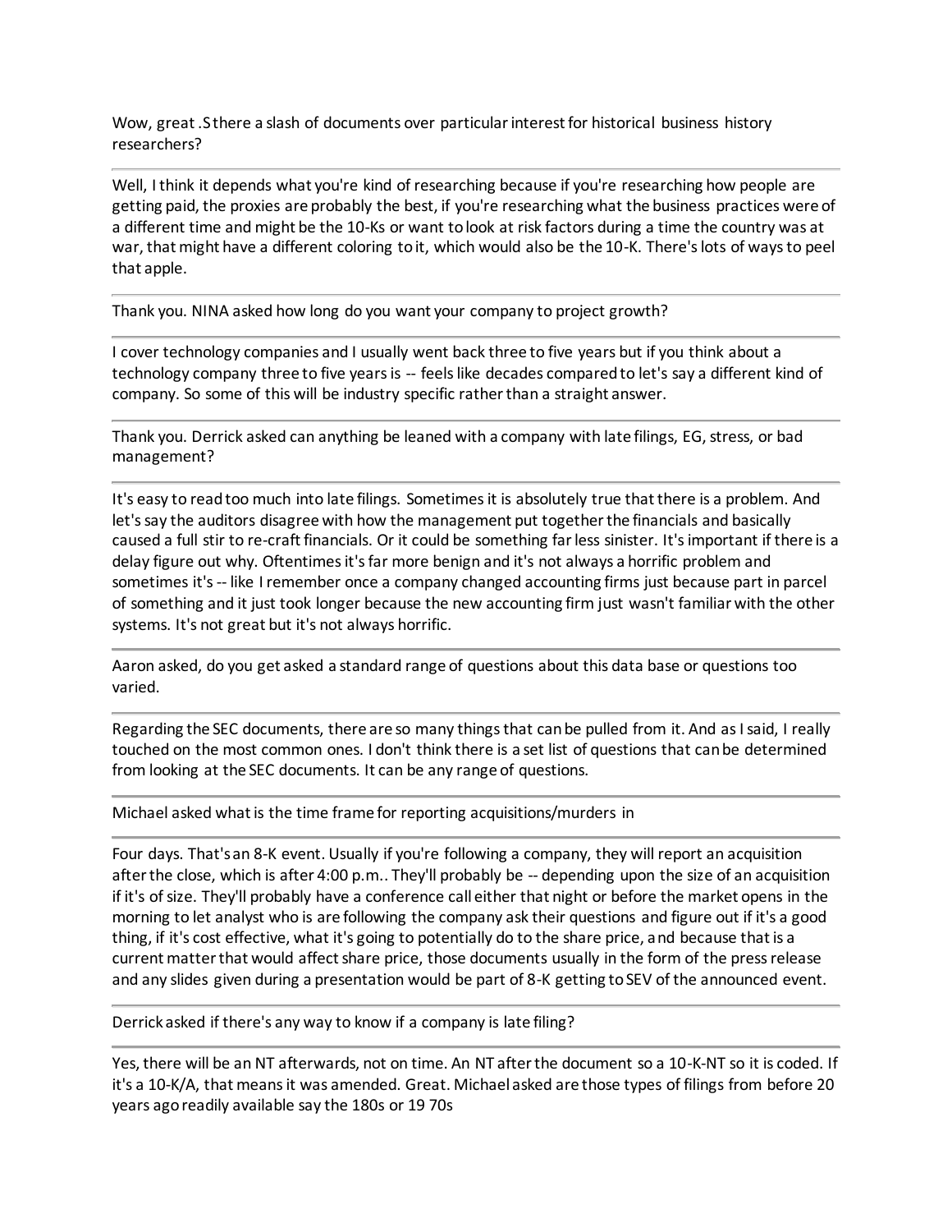Wow, great .S there a slash of documents over particular interest for historical business history researchers?

---

Well, I think it depends what you're kind of researching because if you're researching how people are getting paid, the proxies are probably the best, if you're researching what the business practices were of a different time and might be the 10-Ks or want to look at risk factors during a time the country was at war, that might have a different coloring to it, which would also be the 10-K. There's lots of ways to peel that apple.

---

Thank you. NINA asked how long do you want your company to project growth?

---

I cover technology companies and I usually went back three to five years but if you think about a technology company three to five years is -- feels like decades compared to let's say a different kind of company. So some of this will be industry specific rather than a straight answer.

---

Thank you. Derrick asked can anything be leaned with a company with late filings, EG, stress, or bad management?

---

It's easy to read too much into late filings. Sometimes it is absolutely true that there is a problem. And let's say the auditors disagree with how the management put together the financials and basically caused a full stir to re-craft financials. Or it could be something far less sinister. It's important if there is a delay figure out why. Oftentimes it's far more benign and it's not always a horrific problem and sometimes it's -- like I remember once a company changed accounting firms just because part in parcel of something and it just took longer because the new accounting firm just wasn't familiar with the other systems. It's not great but it's not always horrific.

---

Aaron asked, do you get asked a standard range of questions about this data base or questions too varied.

---

Regarding the SEC documents, there are so many things that can be pulled from it. And as I said, I really touched on the most common ones. I don't think there is a set list of questions that can be determined from looking at the SEC documents. It can be any range of questions.

---

Michael asked what is the time frame for reporting acquisitions/murders in

---

Four days. That's an 8-K event. Usually if you're following a company, they will report an acquisition after the close, which is after 4:00 p.m.. They'll probably be -- depending upon the size of an acquisition if it's of size. They'll probably have a conference call either that night or before the market opens in the morning to let analyst who is are following the company ask their questions and figure out if it's a good thing, if it's cost effective, what it's going to potentially do to the share price, and because that is a current matter that would affect share price, those documents usually in the form of the press release and any slides given during a presentation would be part of 8-K getting to SEV of the announced event.

---

Derrick asked if there's any way to know if a company is late filing?

---

Yes, there will be an NT afterwards, not on time. An NT after the document so a 10-K-NT so it is coded. If it's a 10-K/A, that means it was amended. Great. Michael asked are those types of filings from before 20 years ago readily available say the 180s or 19 70s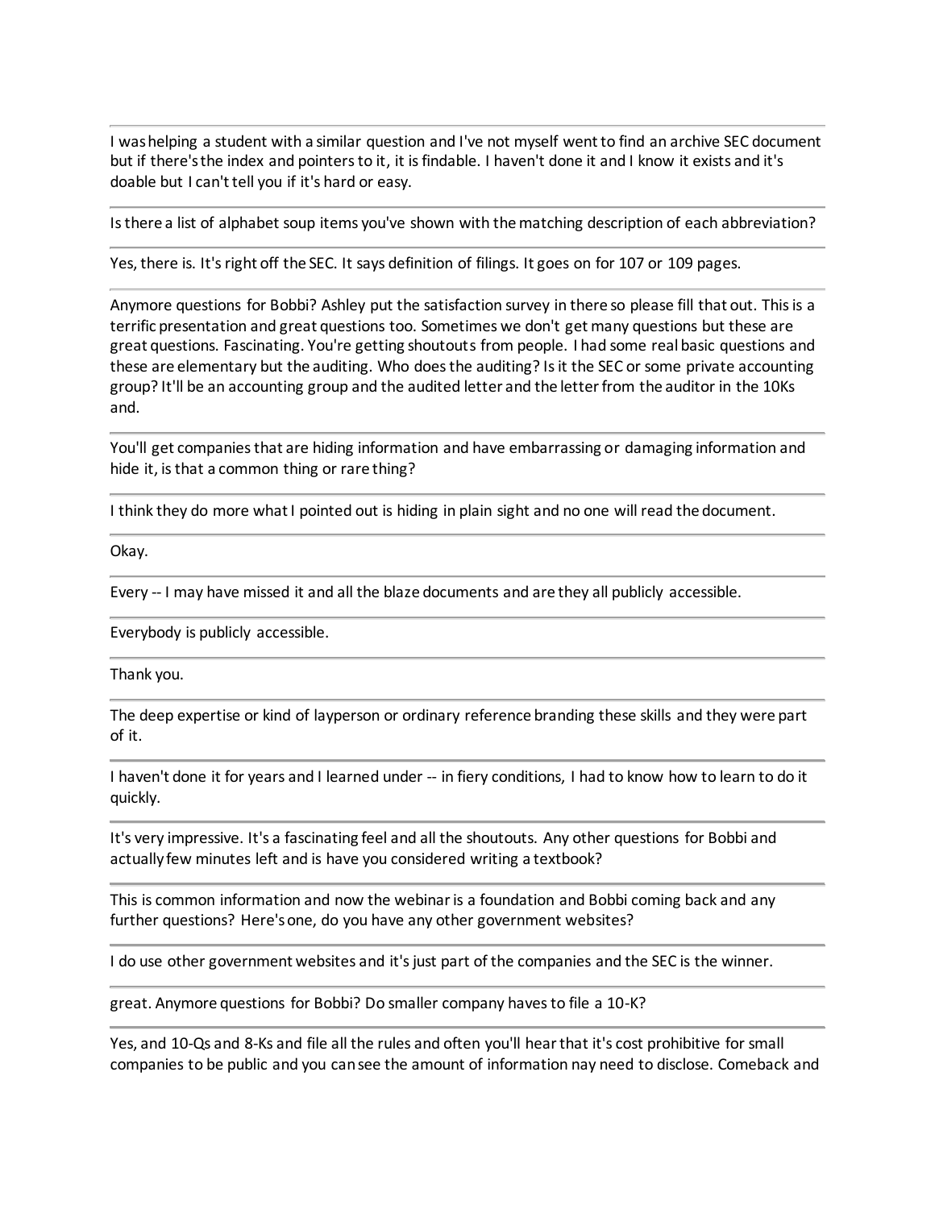I was helping a student with a similar question and I've not myself went to find an archive SEC document but if there's the index and pointers to it, it is findable. I haven't done it and I know it exists and it's doable but I can't tell you if it's hard or easy.

Is there a list of alphabet soup items you've shown with the matching description of each abbreviation?

Yes, there is. It's right off the SEC. It says definition of filings. It goes on for 107 or 109 pages.

Anymore questions for Bobbi? Ashley put the satisfaction survey in there so please fill that out. This is a terrific presentation and great questions too. Sometimes we don't get many questions but these are great questions. Fascinating. You're getting shoutouts from people. I had some real basic questions and these are elementary but the auditing. Who does the auditing? Is it the SEC or some private accounting group? It'll be an accounting group and the audited letter and the letter from the auditor in the 10Ks and.

You'll get companies that are hiding information and have embarrassing or damaging information and hide it, is that a common thing or rare thing?

I think they do more what I pointed out is hiding in plain sight and no one will read the document.

Okay.

Every -- I may have missed it and all the blaze documents and are they all publicly accessible.

Everybody is publicly accessible.

Thank you.

The deep expertise or kind of layperson or ordinary reference branding these skills and they were part of it.

I haven't done it for years and I learned under -- in fiery conditions, I had to know how to learn to do it quickly.

It's very impressive. It's a fascinating feel and all the shoutouts. Any other questions for Bobbi and actually few minutes left and is have you considered writing a textbook?

This is common information and now the webinar is a foundation and Bobbi coming back and any further questions? Here's one, do you have any other government websites?

I do use other government websites and it's just part of the companies and the SEC is the winner.

great. Anymore questions for Bobbi? Do smaller company haves to file a 10-K?

Yes, and 10-Qs and 8-Ks and file all the rules and often you'll hear that it's cost prohibitive for small companies to be public and you can see the amount of information nay need to disclose. Comeback and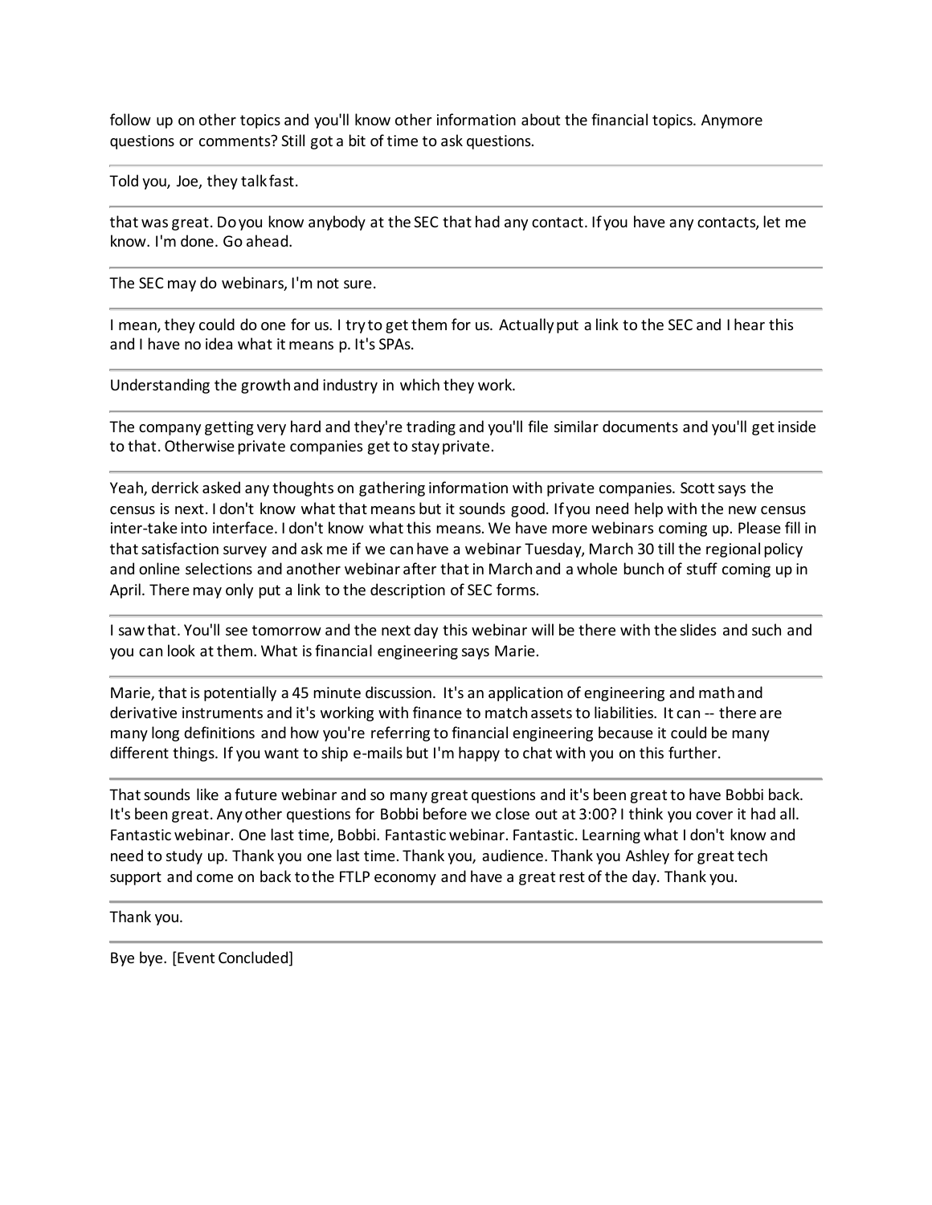follow up on other topics and you'll know other information about the financial topics. Anymore questions or comments? Still got a bit of time to ask questions.

---

Told you, Joe, they talk fast.

---

that was great. Do you know anybody at the SEC that had any contact. If you have any contacts, let me know. I'm done. Go ahead.

---

The SEC may do webinars, I'm not sure.

---

I mean, they could do one for us. I try to get them for us. Actually put a link to the SEC and I hear this and I have no idea what it means p. It's SPAs.

---

Understanding the growth and industry in which they work.

---

The company getting very hard and they're trading and you'll file similar documents and you'll get inside to that. Otherwise private companies get to stay private.

---

Yeah, derrick asked any thoughts on gathering information with private companies. Scott says the census is next. I don't know what that means but it sounds good. If you need help with the new census inter-take into interface. I don't know what this means. We have more webinars coming up. Please fill in that satisfaction survey and ask me if we can have a webinar Tuesday, March 30 till the regional policy and online selections and another webinar after that in March and a whole bunch of stuff coming up in April. There may only put a link to the description of SEC forms.

---

I saw that. You'll see tomorrow and the next day this webinar will be there with the slides and such and you can look at them. What is financial engineering says Marie.

---

Marie, that is potentially a 45 minute discussion. It's an application of engineering and math and derivative instruments and it's working with finance to match assets to liabilities. It can -- there are many long definitions and how you're referring to financial engineering because it could be many different things. If you want to ship e-mails but I'm happy to chat with you on this further.

---

That sounds like a future webinar and so many great questions and it's been great to have Bobbi back. It's been great. Any other questions for Bobbi before we close out at 3:00? I think you cover it had all. Fantastic webinar. One last time, Bobbi. Fantastic webinar. Fantastic. Learning what I don't know and need to study up. Thank you one last time. Thank you, audience. Thank you Ashley for great tech support and come on back to the FTLP economy and have a great rest of the day. Thank you.

---

Thank you.

---

Bye bye. [Event Concluded]